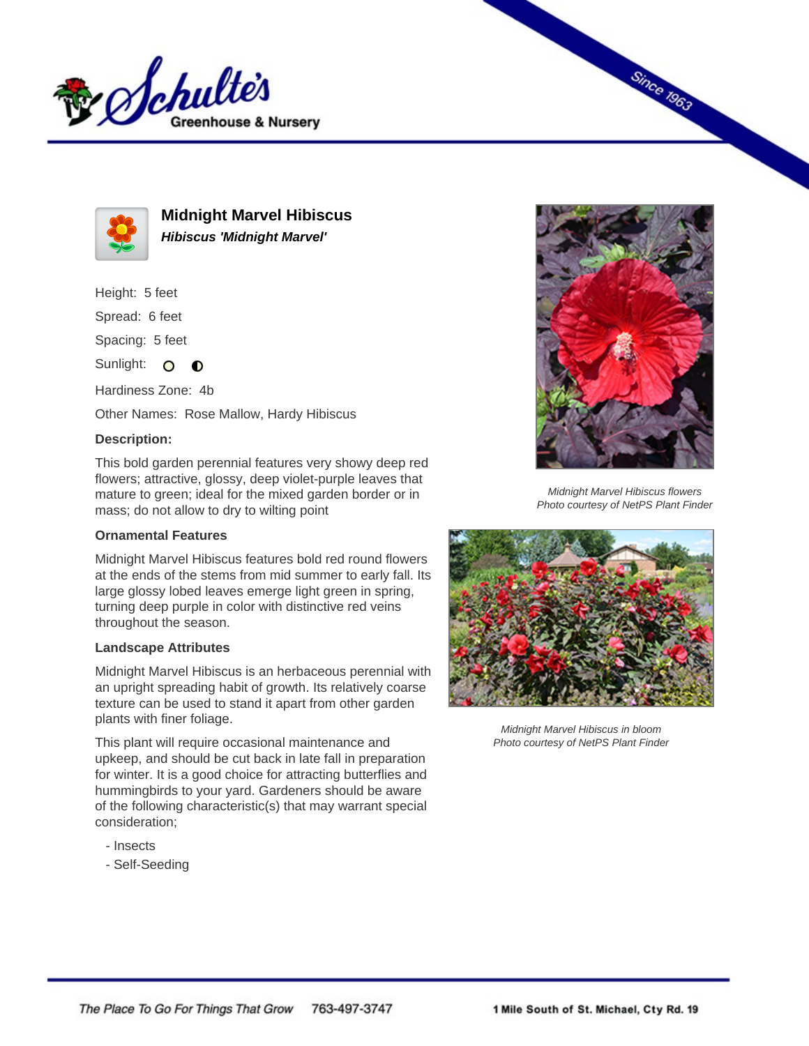# Midnight Marvel Hibiscus

***Hibiscus 'Midnight Marvel'***

Height: 5 feet

Spread: 6 feet

Spacing: 5 feet

Sunlight: ○ ◐

Hardiness Zone: 4b

Other Names: Rose Mallow, Hardy Hibiscus

**Description:**

This bold garden perennial features very showy deep red flowers; attractive, glossy, deep violet-purple leaves that mature to green; ideal for the mixed garden border or in mass; do not allow to dry to wilting point

### Ornamental Features

Midnight Marvel Hibiscus features bold red round flowers at the ends of the stems from mid summer to early fall. Its large glossy lobed leaves emerge light green in spring, turning deep purple in color with distinctive red veins throughout the season.

### Landscape Attributes

Midnight Marvel Hibiscus is an herbaceous perennial with an upright spreading habit of growth. Its relatively coarse texture can be used to stand it apart from other garden plants with finer foliage.

This plant will require occasional maintenance and upkeep, and should be cut back in late fall in preparation for winter. It is a good choice for attracting butterflies and hummingbirds to your yard. Gardeners should be aware of the following characteristic(s) that may warrant special consideration;

- Insects
- Self-Seeding

*Midnight Marvel Hibiscus flowers*
*Photo courtesy of NetPS Plant Finder*

*Midnight Marvel Hibiscus in bloom*
*Photo courtesy of NetPS Plant Finder*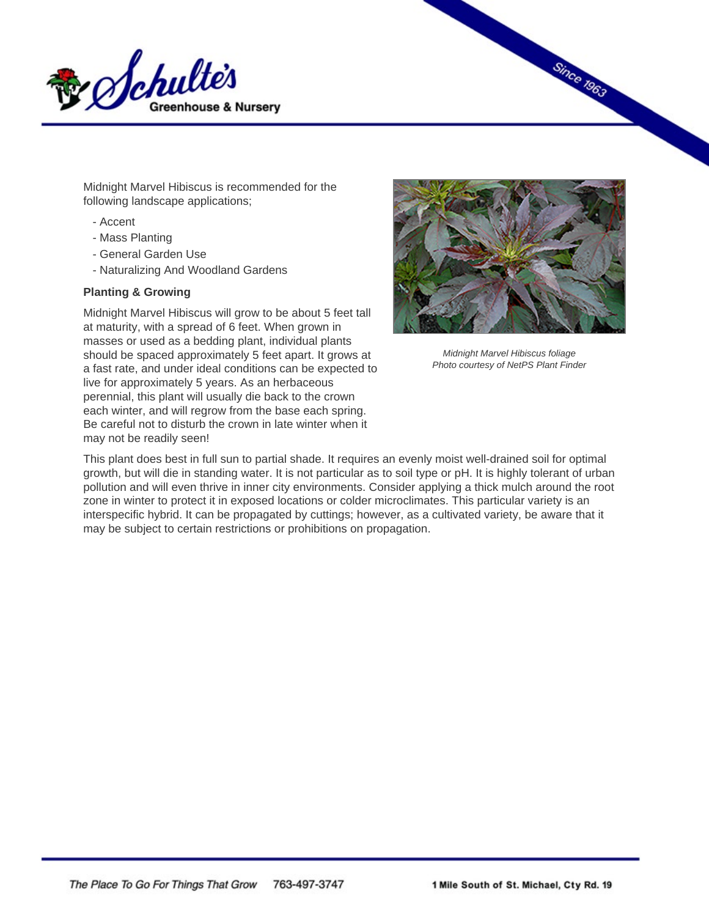Midnight Marvel Hibiscus is recommended for the following landscape applications;

- Accent
- Mass Planting
- General Garden Use
- Naturalizing And Woodland Gardens

**Planting & Growing**

Midnight Marvel Hibiscus will grow to be about 5 feet tall at maturity, with a spread of 6 feet. When grown in masses or used as a bedding plant, individual plants should be spaced approximately 5 feet apart. It grows at a fast rate, and under ideal conditions can be expected to live for approximately 5 years. As an herbaceous perennial, this plant will usually die back to the crown each winter, and will regrow from the base each spring. Be careful not to disturb the crown in late winter when it may not be readily seen!

*Midnight Marvel Hibiscus foliage*
*Photo courtesy of NetPS Plant Finder*

This plant does best in full sun to partial shade. It requires an evenly moist well-drained soil for optimal growth, but will die in standing water. It is not particular as to soil type or pH. It is highly tolerant of urban pollution and will even thrive in inner city environments. Consider applying a thick mulch around the root zone in winter to protect it in exposed locations or colder microclimates. This particular variety is an interspecific hybrid. It can be propagated by cuttings; however, as a cultivated variety, be aware that it may be subject to certain restrictions or prohibitions on propagation.